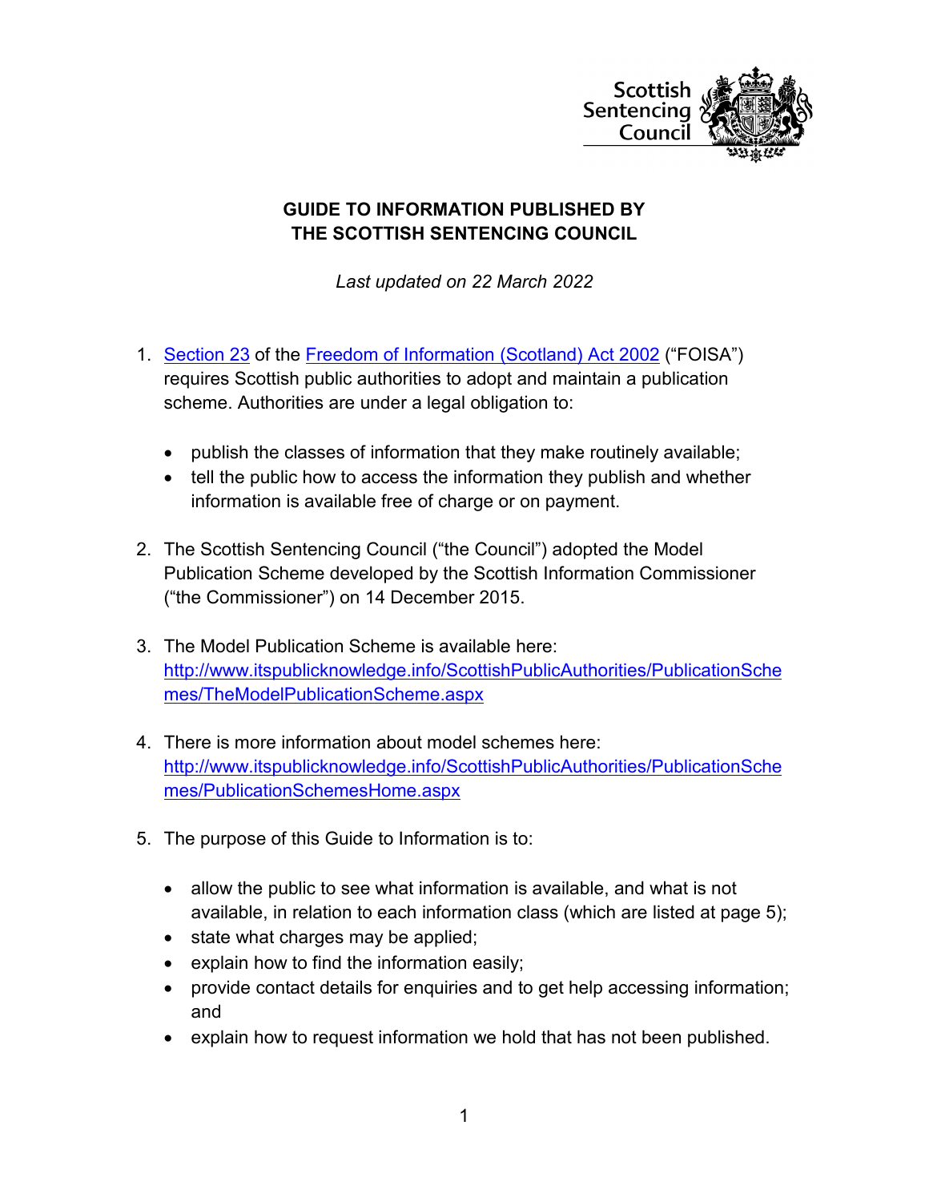Scottish Sentencing Council

# GUIDE TO INFORMATION PUBLISHED BY THE SCOTTISH SENTENCING COUNCIL

*Last updated on 22 March 2022*

1. [Section 23](#) of the [Freedom of Information (Scotland) Act 2002](#) ("FOISA") requires Scottish public authorities to adopt and maintain a publication scheme. Authorities are under a legal obligation to:

   - publish the classes of information that they make routinely available;
   - tell the public how to access the information they publish and whether information is available free of charge or on payment.

2. The Scottish Sentencing Council ("the Council") adopted the Model Publication Scheme developed by the Scottish Information Commissioner ("the Commissioner") on 14 December 2015.

3. The Model Publication Scheme is available here: http://www.itspublicknowledge.info/ScottishPublicAuthorities/PublicationSchemes/TheModelPublicationScheme.aspx

4. There is more information about model schemes here: http://www.itspublicknowledge.info/ScottishPublicAuthorities/PublicationSchemes/PublicationSchemesHome.aspx

5. The purpose of this Guide to Information is to:

   - allow the public to see what information is available, and what is not available, in relation to each information class (which are listed at page 5);
   - state what charges may be applied;
   - explain how to find the information easily;
   - provide contact details for enquiries and to get help accessing information; and
   - explain how to request information we hold that has not been published.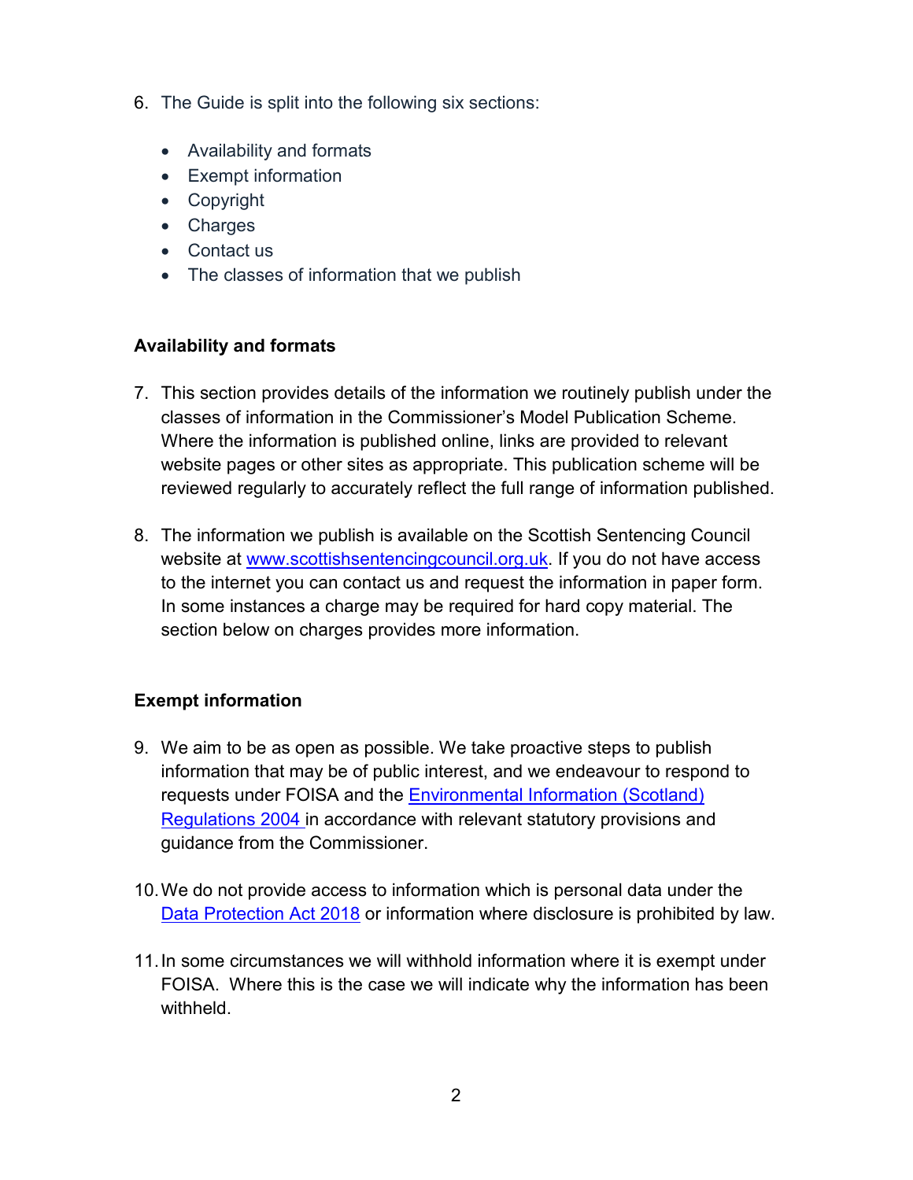6. The Guide is split into the following six sections:

   - Availability and formats
   - Exempt information
   - Copyright
   - Charges
   - Contact us
   - The classes of information that we publish

**Availability and formats**

7. This section provides details of the information we routinely publish under the classes of information in the Commissioner's Model Publication Scheme. Where the information is published online, links are provided to relevant website pages or other sites as appropriate. This publication scheme will be reviewed regularly to accurately reflect the full range of information published.

8. The information we publish is available on the Scottish Sentencing Council website at [www.scottishsentencingcouncil.org.uk](http://www.scottishsentencingcouncil.org.uk). If you do not have access to the internet you can contact us and request the information in paper form. In some instances a charge may be required for hard copy material. The section below on charges provides more information.

**Exempt information**

9. We aim to be as open as possible. We take proactive steps to publish information that may be of public interest, and we endeavour to respond to requests under FOISA and the [Environmental Information (Scotland) Regulations 2004](#) in accordance with relevant statutory provisions and guidance from the Commissioner.

10. We do not provide access to information which is personal data under the [Data Protection Act 2018](#) or information where disclosure is prohibited by law.

11. In some circumstances we will withhold information where it is exempt under FOISA. Where this is the case we will indicate why the information has been withheld.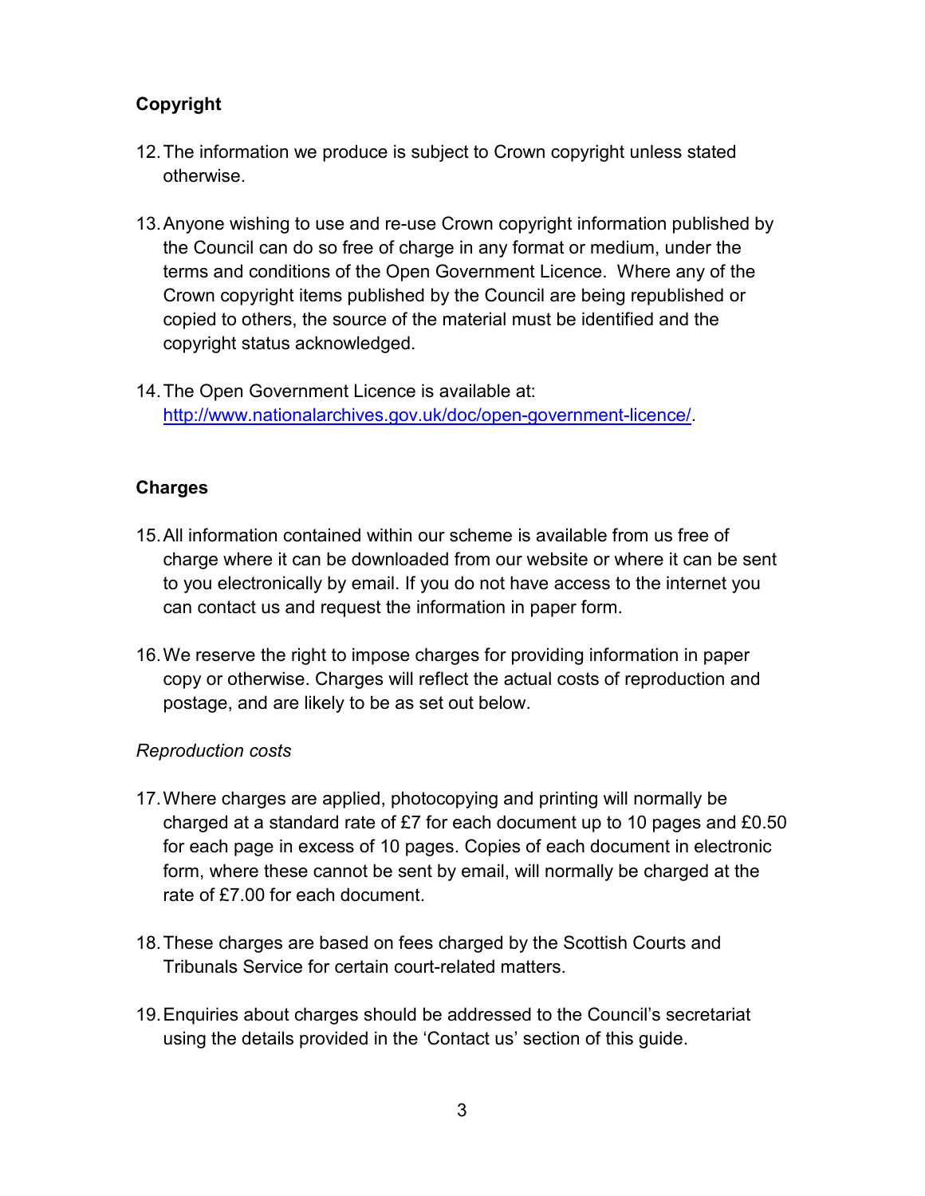## Copyright

12. The information we produce is subject to Crown copyright unless stated otherwise.

13. Anyone wishing to use and re-use Crown copyright information published by the Council can do so free of charge in any format or medium, under the terms and conditions of the Open Government Licence. Where any of the Crown copyright items published by the Council are being republished or copied to others, the source of the material must be identified and the copyright status acknowledged.

14. The Open Government Licence is available at: [http://www.nationalarchives.gov.uk/doc/open-government-licence/](http://www.nationalarchives.gov.uk/doc/open-government-licence/).

## Charges

15. All information contained within our scheme is available from us free of charge where it can be downloaded from our website or where it can be sent to you electronically by email. If you do not have access to the internet you can contact us and request the information in paper form.

16. We reserve the right to impose charges for providing information in paper copy or otherwise. Charges will reflect the actual costs of reproduction and postage, and are likely to be as set out below.

*Reproduction costs*

17. Where charges are applied, photocopying and printing will normally be charged at a standard rate of £7 for each document up to 10 pages and £0.50 for each page in excess of 10 pages. Copies of each document in electronic form, where these cannot be sent by email, will normally be charged at the rate of £7.00 for each document.

18. These charges are based on fees charged by the Scottish Courts and Tribunals Service for certain court-related matters.

19. Enquiries about charges should be addressed to the Council's secretariat using the details provided in the 'Contact us' section of this guide.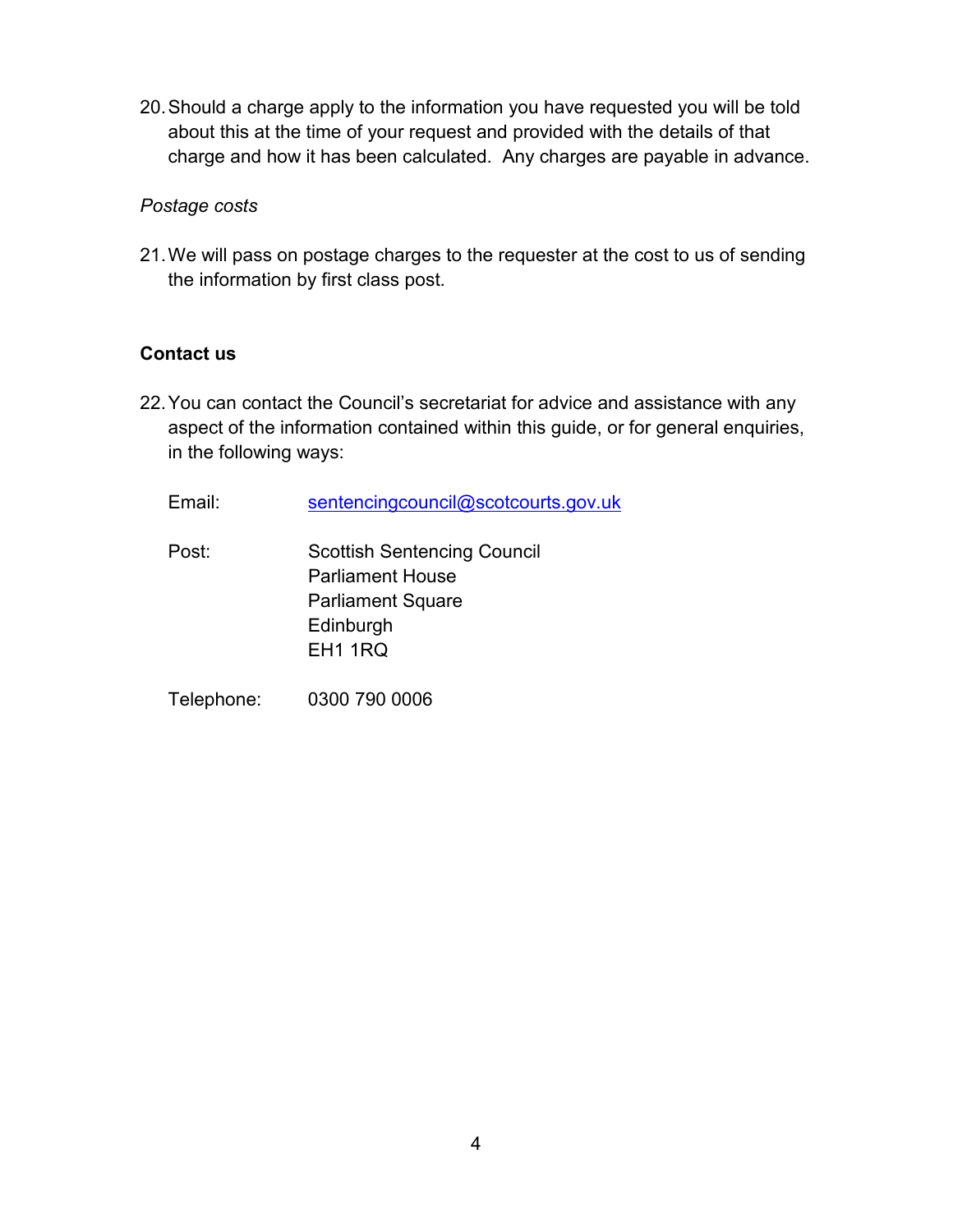20. Should a charge apply to the information you have requested you will be told about this at the time of your request and provided with the details of that charge and how it has been calculated. Any charges are payable in advance.

*Postage costs*

21. We will pass on postage charges to the requester at the cost to us of sending the information by first class post.

**Contact us**

22. You can contact the Council's secretariat for advice and assistance with any aspect of the information contained within this guide, or for general enquiries, in the following ways:

Email: sentencingcouncil@scotcourts.gov.uk

Post: Scottish Sentencing Council
Parliament House
Parliament Square
Edinburgh
EH1 1RQ

Telephone: 0300 790 0006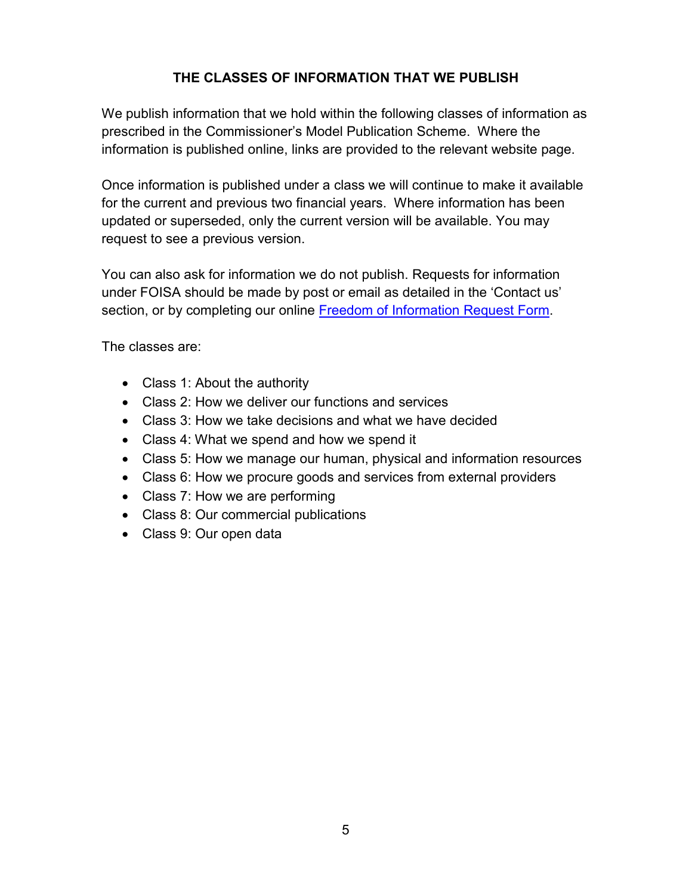## THE CLASSES OF INFORMATION THAT WE PUBLISH

We publish information that we hold within the following classes of information as prescribed in the Commissioner's Model Publication Scheme. Where the information is published online, links are provided to the relevant website page.

Once information is published under a class we will continue to make it available for the current and previous two financial years. Where information has been updated or superseded, only the current version will be available. You may request to see a previous version.

You can also ask for information we do not publish. Requests for information under FOISA should be made by post or email as detailed in the 'Contact us' section, or by completing our online Freedom of Information Request Form.

The classes are:

- Class 1: About the authority
- Class 2: How we deliver our functions and services
- Class 3: How we take decisions and what we have decided
- Class 4: What we spend and how we spend it
- Class 5: How we manage our human, physical and information resources
- Class 6: How we procure goods and services from external providers
- Class 7: How we are performing
- Class 8: Our commercial publications
- Class 9: Our open data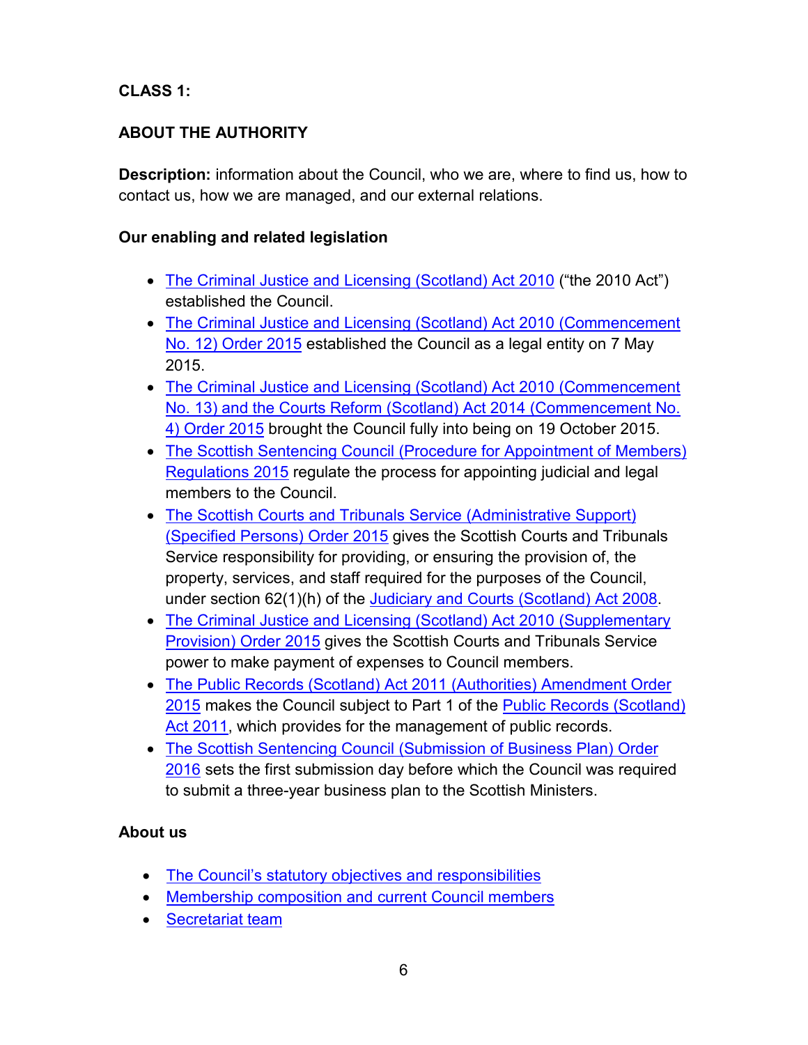**CLASS 1:**

**ABOUT THE AUTHORITY**

**Description:** information about the Council, who we are, where to find us, how to contact us, how we are managed, and our external relations.

**Our enabling and related legislation**

- The Criminal Justice and Licensing (Scotland) Act 2010 ("the 2010 Act") established the Council.
- The Criminal Justice and Licensing (Scotland) Act 2010 (Commencement No. 12) Order 2015 established the Council as a legal entity on 7 May 2015.
- The Criminal Justice and Licensing (Scotland) Act 2010 (Commencement No. 13) and the Courts Reform (Scotland) Act 2014 (Commencement No. 4) Order 2015 brought the Council fully into being on 19 October 2015.
- The Scottish Sentencing Council (Procedure for Appointment of Members) Regulations 2015 regulate the process for appointing judicial and legal members to the Council.
- The Scottish Courts and Tribunals Service (Administrative Support) (Specified Persons) Order 2015 gives the Scottish Courts and Tribunals Service responsibility for providing, or ensuring the provision of, the property, services, and staff required for the purposes of the Council, under section 62(1)(h) of the Judiciary and Courts (Scotland) Act 2008.
- The Criminal Justice and Licensing (Scotland) Act 2010 (Supplementary Provision) Order 2015 gives the Scottish Courts and Tribunals Service power to make payment of expenses to Council members.
- The Public Records (Scotland) Act 2011 (Authorities) Amendment Order 2015 makes the Council subject to Part 1 of the Public Records (Scotland) Act 2011, which provides for the management of public records.
- The Scottish Sentencing Council (Submission of Business Plan) Order 2016 sets the first submission day before which the Council was required to submit a three-year business plan to the Scottish Ministers.

**About us**

- The Council's statutory objectives and responsibilities
- Membership composition and current Council members
- Secretariat team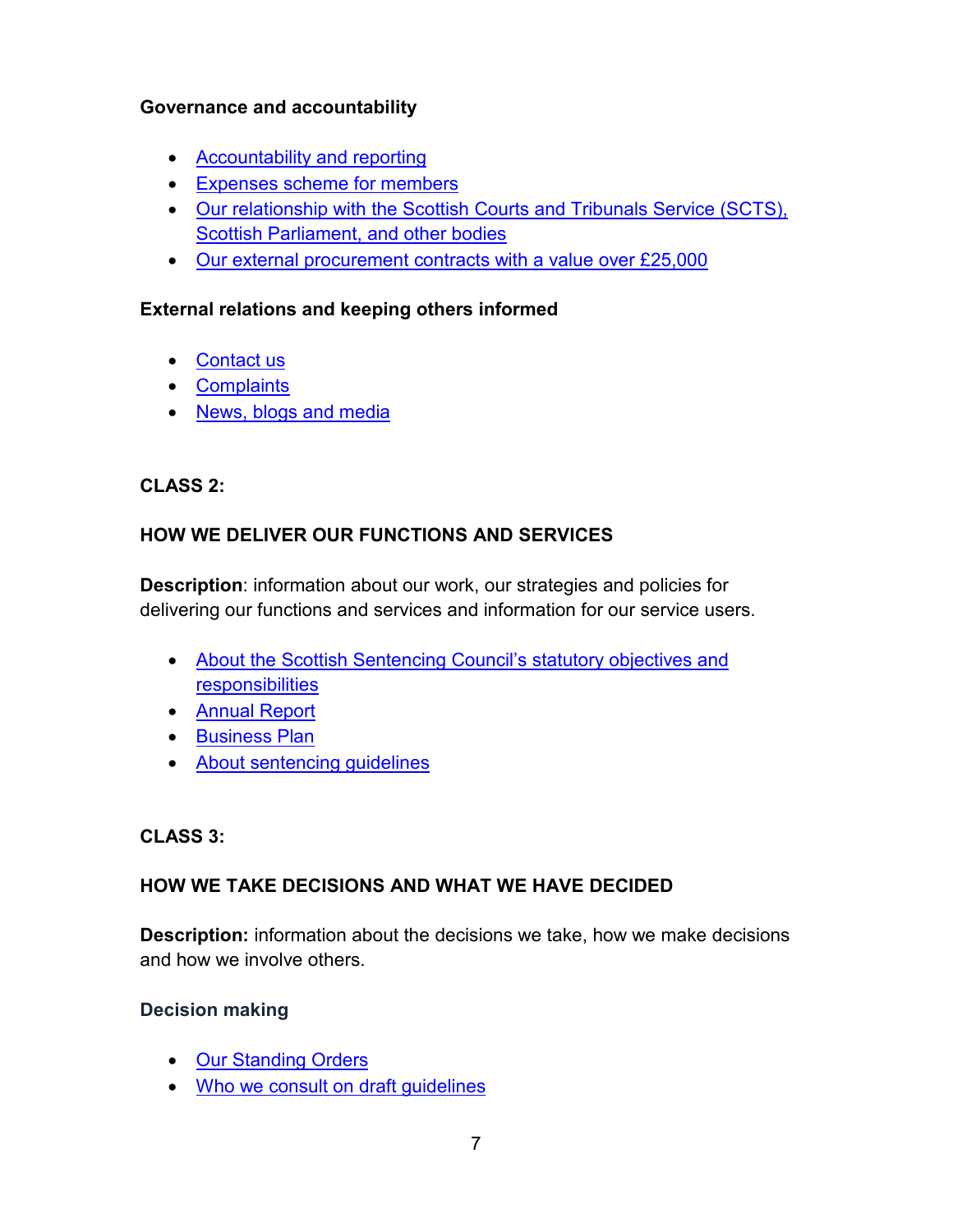**Governance and accountability**

- Accountability and reporting
- Expenses scheme for members
- Our relationship with the Scottish Courts and Tribunals Service (SCTS), Scottish Parliament, and other bodies
- Our external procurement contracts with a value over £25,000

**External relations and keeping others informed**

- Contact us
- Complaints
- News, blogs and media

## CLASS 2:

## HOW WE DELIVER OUR FUNCTIONS AND SERVICES

**Description**: information about our work, our strategies and policies for delivering our functions and services and information for our service users.

- About the Scottish Sentencing Council's statutory objectives and responsibilities
- Annual Report
- Business Plan
- About sentencing guidelines

## CLASS 3:

## HOW WE TAKE DECISIONS AND WHAT WE HAVE DECIDED

**Description:** information about the decisions we take, how we make decisions and how we involve others.

### Decision making

- Our Standing Orders
- Who we consult on draft guidelines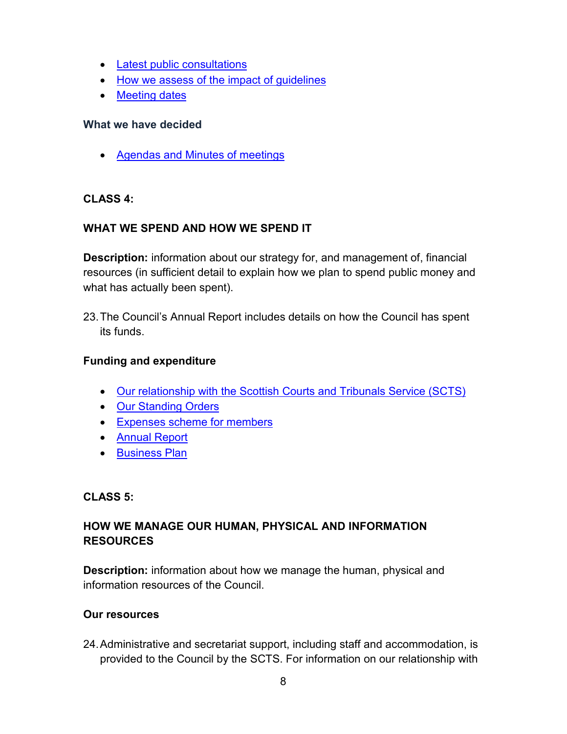- Latest public consultations
- How we assess of the impact of guidelines
- Meeting dates

**What we have decided**

- Agendas and Minutes of meetings

**CLASS 4:**

**WHAT WE SPEND AND HOW WE SPEND IT**

**Description:** information about our strategy for, and management of, financial resources (in sufficient detail to explain how we plan to spend public money and what has actually been spent).

23. The Council's Annual Report includes details on how the Council has spent its funds.

**Funding and expenditure**

- Our relationship with the Scottish Courts and Tribunals Service (SCTS)
- Our Standing Orders
- Expenses scheme for members
- Annual Report
- Business Plan

**CLASS 5:**

**HOW WE MANAGE OUR HUMAN, PHYSICAL AND INFORMATION RESOURCES**

**Description:** information about how we manage the human, physical and information resources of the Council.

**Our resources**

24. Administrative and secretariat support, including staff and accommodation, is provided to the Council by the SCTS. For information on our relationship with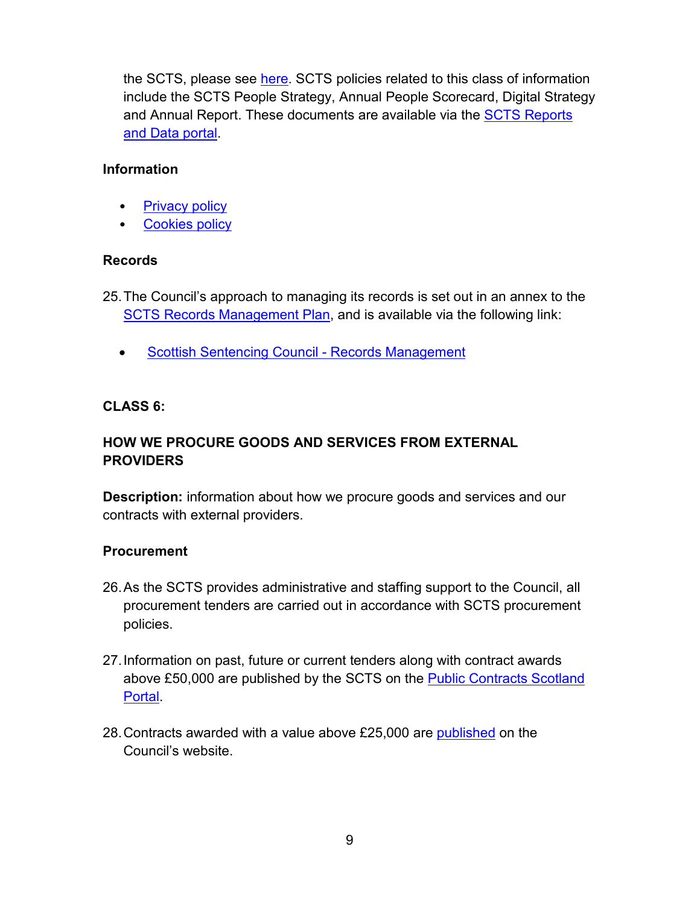the SCTS, please see here. SCTS policies related to this class of information include the SCTS People Strategy, Annual People Scorecard, Digital Strategy and Annual Report. These documents are available via the SCTS Reports and Data portal.

**Information**

- Privacy policy
- Cookies policy

**Records**

25. The Council's approach to managing its records is set out in an annex to the SCTS Records Management Plan, and is available via the following link:

- Scottish Sentencing Council - Records Management

**CLASS 6:**

**HOW WE PROCURE GOODS AND SERVICES FROM EXTERNAL PROVIDERS**

**Description:** information about how we procure goods and services and our contracts with external providers.

**Procurement**

26. As the SCTS provides administrative and staffing support to the Council, all procurement tenders are carried out in accordance with SCTS procurement policies.

27. Information on past, future or current tenders along with contract awards above £50,000 are published by the SCTS on the Public Contracts Scotland Portal.

28. Contracts awarded with a value above £25,000 are published on the Council's website.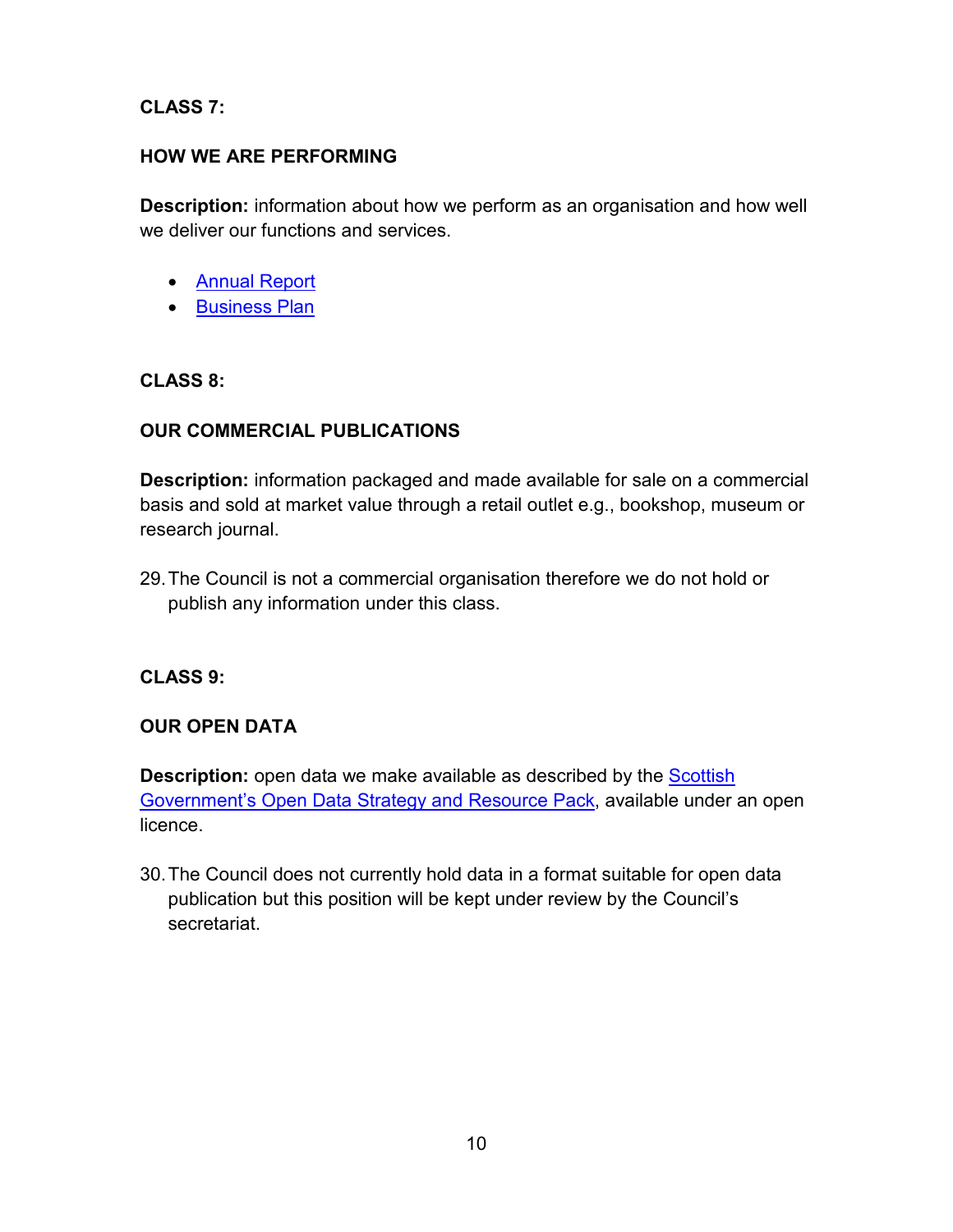**CLASS 7:**

**HOW WE ARE PERFORMING**

**Description:** information about how we perform as an organisation and how well we deliver our functions and services.

- Annual Report
- Business Plan

**CLASS 8:**

**OUR COMMERCIAL PUBLICATIONS**

**Description:** information packaged and made available for sale on a commercial basis and sold at market value through a retail outlet e.g., bookshop, museum or research journal.

29. The Council is not a commercial organisation therefore we do not hold or publish any information under this class.

**CLASS 9:**

**OUR OPEN DATA**

**Description:** open data we make available as described by the Scottish Government's Open Data Strategy and Resource Pack, available under an open licence.

30. The Council does not currently hold data in a format suitable for open data publication but this position will be kept under review by the Council's secretariat.